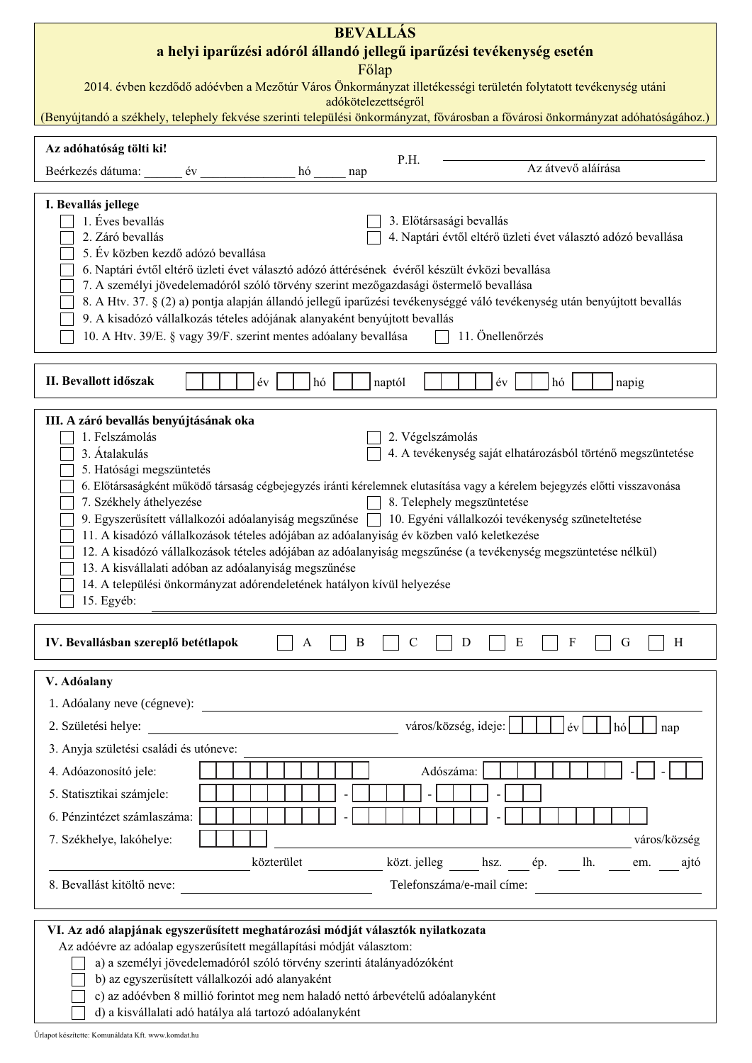# BEVALLÁS

## a helyi iparűzési adóról állandó jellegű iparűzési tevékenység esetén

### Főlap

2014. évben kezdődő adóévben a Mezőtúr Város Önkormányzat illetékességi területén folytatott tevékenység utáni adókötelezettségről

(Benyújtandó a székhely, telephely fekvése szerinti települési önkormányzat, fővárosban a fővárosi önkormányzat adóhatóságához.)

---

**Az adóhatóság tölti ki!**

Beérkezés dátuma: ______ év _______________ hó _____ nap

P.H.

_______________________
Az átvevő aláírása

---

**I. Bevallás jellege**

- ☐ 1. Éves bevallás
- ☐ 2. Záró bevallás
- ☐ 3. Előtársasági bevallás
- ☐ 4. Naptári évtől eltérő üzleti évet választó adózó bevallása
- ☐ 5. Év közben kezdő adózó bevallása
- ☐ 6. Naptári évtől eltérő üzleti évet választó adózó áttérésének évéről készült évközi bevallása
- ☐ 7. A személyi jövedelemadóról szóló törvény szerint mezőgazdasági őstermelő bevallása
- ☐ 8. A Htv. 37. § (2) a) pontja alapján állandó jellegű iparűzési tevékenységgé váló tevékenység után benyújtott bevallás
- ☐ 9. A kisadózó vállalkozás tételes adójának alanyaként benyújtott bevallás
- ☐ 10. A Htv. 39/E. § vagy 39/F. szerint mentes adóalany bevallása
- ☐ 11. Önellenőrzés

---

**II. Bevallott időszak** ☐☐☐☐ év ☐☐ hó ☐☐ naptól ☐☐☐☐ év ☐☐ hó ☐☐ napig

---

**III. A záró bevallás benyújtásának oka**

- ☐ 1. Felszámolás
- ☐ 2. Végelszámolás
- ☐ 3. Átalakulás
- ☐ 4. A tevékenység saját elhatározásból történő megszüntetése
- ☐ 5. Hatósági megszüntetés
- ☐ 6. Előtársaságként működő társaság cégbejegyzés iránti kérelemnek elutasítása vagy a kérelem bejegyzés előtti visszavonása
- ☐ 7. Székhely áthelyezése
- ☐ 8. Telephely megszüntetése
- ☐ 9. Egyszerűsített vállalkozói adóalanyiság megszűnése
- ☐ 10. Egyéni vállalkozói tevékenység szüneteltetése
- ☐ 11. A kisadózó vállalkozások tételes adójában az adóalanyiság év közben való keletkezése
- ☐ 12. A kisadózó vállalkozások tételes adójában az adóalanyiság megszűnése (a tevékenység megszüntetése nélkül)
- ☐ 13. A kisvállalati adóban az adóalanyiság megszűnése
- ☐ 14. A települési önkormányzat adórendeletének hatályon kívül helyezése
- ☐ 15. Egyéb: ______________________________

---

**IV. Bevallásban szereplő betétlapok** ☐ A ☐ B ☐ C ☐ D ☐ E ☐ F ☐ G ☐ H

---

**V. Adóalany**

1. Adóalany neve (cégneve): ______________________________
2. Születési helye: ______________________ város/község, ideje: ☐☐☐☐ év ☐☐ hó ☐☐ nap
3. Anyja születési családi és utóneve: ______________________________
4. Adóazonosító jele: ☐☐☐☐☐☐☐☐☐☐ Adószáma: ☐☐☐☐☐☐☐☐ - ☐ - ☐☐
5. Statisztikai számjele: ☐☐☐☐☐☐☐☐ - ☐☐☐☐ - ☐☐☐ - ☐☐
6. Pénzintézet számlaszáma: ☐☐☐☐☐☐☐☐ - ☐☐☐☐☐☐☐☐ - ☐☐☐☐☐☐☐☐
7. Székhelye, lakóhelye: ☐☐☐☐ ______________________ város/község

   ______________ közterület ________ közt. jelleg _____ hsz. ____ ép. ____ lh. ____ em. ____ ajtó
8. Bevallást kitöltő neve: ______________________ Telefonszáma/e-mail címe: ______________________

---

**VI. Az adó alapjának egyszerűsített meghatározási módját választók nyilatkozata**

Az adóévre az adóalap egyszerűsített megállapítási módját választom:

- ☐ a) a személyi jövedelemadóról szóló törvény szerinti átalányadózóként
- ☐ b) az egyszerűsített vállalkozói adó alanyaként
- ☐ c) az adóévben 8 millió forintot meg nem haladó nettó árbevételű adóalanyként
- ☐ d) a kisvállalati adó hatálya alá tartozó adóalanyként

Űrlapot készítette: Komunáldata Kft. www.komdat.hu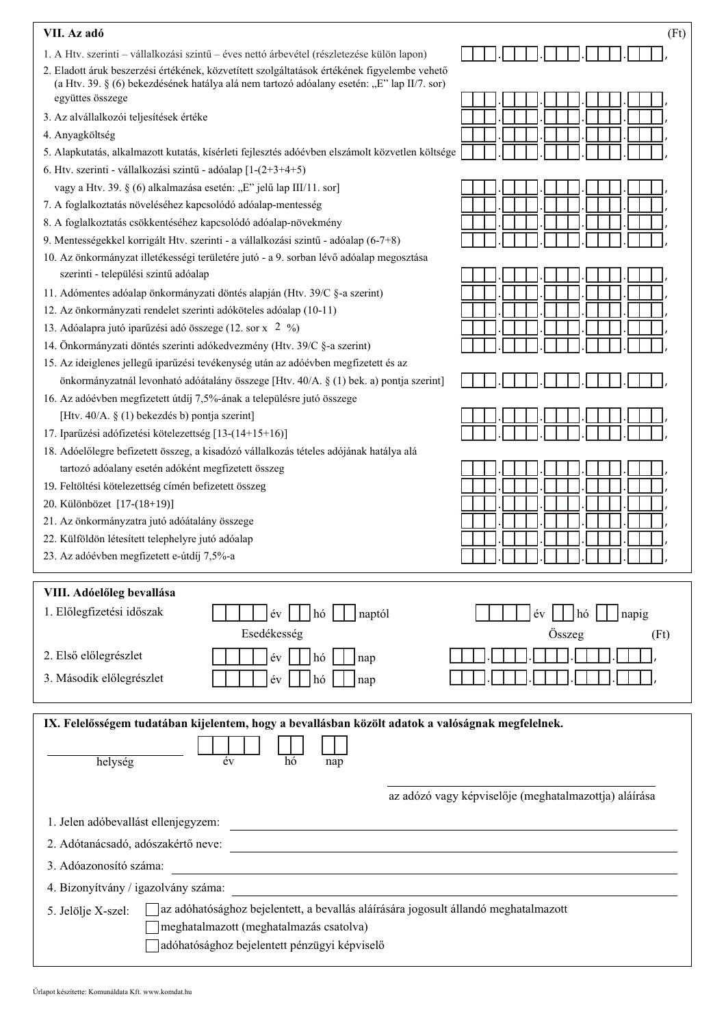## VII. Az adó

(Ft)

| | |
|---|---|
| 1. A Htv. szerinti – vállalkozási szintű – éves nettó árbevétel (részletezése külön lapon) | . . . . , |
| 2. Eladott áruk beszerzési értékének, közvetített szolgáltatások értékének figyelembe vehető (a Htv. 39. § (6) bekezdésének hatálya alá nem tartozó adóalany esetén: „E" lap II/7. sor) együttes összege | . . . . , |
| 3. Az alvállalkozói teljesítések értéke | . . . . , |
| 4. Anyagköltség | . . . . , |
| 5. Alapkutatás, alkalmazott kutatás, kísérleti fejlesztés adóévben elszámolt közvetlen költsége | . . . . , |
| 6. Htv. szerinti - vállalkozási szintű - adóalap [1-(2+3+4+5) vagy a Htv. 39. § (6) alkalmazása esetén: „E" jelű lap III/11. sor] | . . . . , |
| 7. A foglalkoztatás növeléséhez kapcsolódó adóalap-mentesség | . . . . , |
| 8. A foglalkoztatás csökkentéséhez kapcsolódó adóalap-növekmény | . . . . , |
| 9. Mentességekkel korrigált Htv. szerinti - a vállalkozási szintű - adóalap (6-7+8) | . . . . , |
| 10. Az önkormányzat illetékességi területére jutó - a 9. sorban lévő adóalap megosztása szerinti - települési szintű adóalap | . . . . , |
| 11. Adómentes adóalap önkormányzati döntés alapján (Htv. 39/C §-a szerint) | . . . . , |
| 12. Az önkormányzati rendelet szerinti adóköteles adóalap (10-11) | . . . . , |
| 13. Adóalapra jutó iparűzési adó összege (12. sor x 2 %) | . . . . , |
| 14. Önkormányzati döntés szerinti adókedvezmény (Htv. 39/C §-a szerint) | . . . . , |
| 15. Az ideiglenes jellegű iparűzési tevékenység után az adóévben megfizetett és az önkormányzatnál levonható adóátalány összege [Htv. 40/A. § (1) bek. a) pontja szerint] | . . . . , |
| 16. Az adóévben megfizetett útdíj 7,5%-ának a településre jutó összege [Htv. 40/A. § (1) bekezdés b) pontja szerint] | . . . . , |
| 17. Iparűzési adófizetési kötelezettség [13-(14+15+16)] | . . . . , |
| 18. Adóelőlegre befizetett összeg, a kisadózó vállalkozás tételes adójának hatálya alá tartozó adóalany esetén adóként megfizetett összeg | . . . . , |
| 19. Feltöltési kötelezettség címén befizetett összeg | . . . . , |
| 20. Különbözet [17-(18+19)] | . . . . , |
| 21. Az önkormányzatra jutó adóátalány összege | . . . . , |
| 22. Külföldön létesített telephelyre jutó adóalap | . . . . , |
| 23. Az adóévben megfizetett e-útdíj 7,5%-a | . . . . , |

## VIII. Adóelőleg bevallása

1. Előlegfizetési időszak: ____ év __ hó __ naptól ____ év __ hó __ napig

| | Esedékesség | Összeg (Ft) |
|---|---|---|
| 2. Első előlegrészlet | ____ év __ hó __ nap | . . . . , |
| 3. Második előlegrészlet | ____ év __ hó __ nap | . . . . , |

## IX. Felelősségem tudatában kijelentem, hogy a bevallásban közölt adatok a valóságnak megfelelnek.

____________ helység ____ év __ hó __ nap

____________________
az adózó vagy képviselője (meghatalmazottja) aláírása

1. Jelen adóbevallást ellenjegyzem: ____________________
2. Adótanácsadó, adószakértő neve: ____________________
3. Adóazonosító száma: ____________________
4. Bizonyítvány / igazolvány száma: ____________________
5. Jelölje X-szel:
   - ☐ az adóhatósághoz bejelentett, a bevallás aláírására jogosult állandó meghatalmazott
   - ☐ meghatalmazott (meghatalmazás csatolva)
   - ☐ adóhatósághoz bejelentett pénzügyi képviselő

Űrlapot készítette: Komunáldata Kft. www.komdat.hu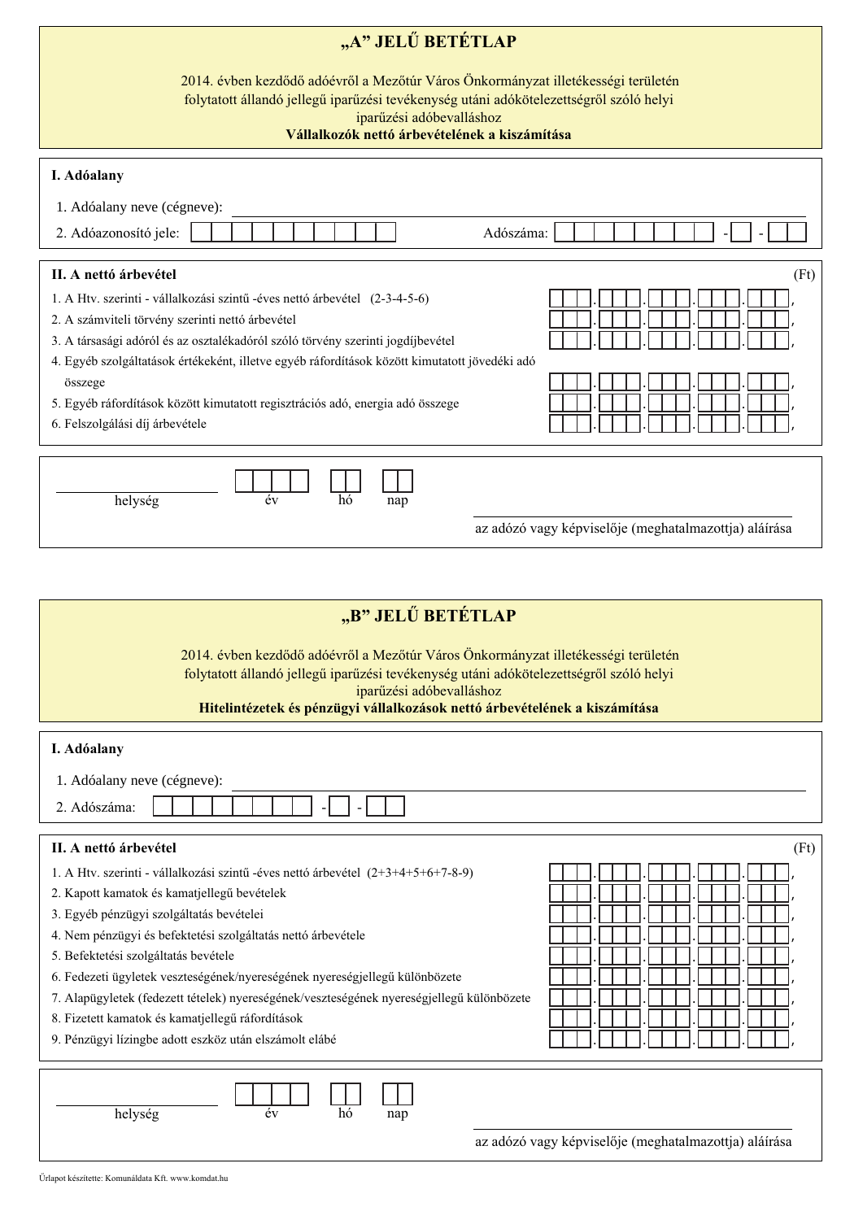# „A" JELŰ BETÉTLAP

2014. évben kezdődő adóévről a Mezőtúr Város Önkormányzat illetékességi területén folytatott állandó jellegű iparűzési tevékenység utáni adókötelezettségről szóló helyi iparűzési adóbevalláshoz

**Vállalkozók nettó árbevételének a kiszámítása**

## I. Adóalany

1. Adóalany neve (cégneve): ______________________

2. Adóazonosító jele: __________ Adószáma: ________-_-__

## II. A nettó árbevétel

(Ft)

| | |
|---|---|
| 1. A Htv. szerinti - vállalkozási szintű -éves nettó árbevétel (2-3-4-5-6) | ___.___.___.___.___, |
| 2. A számviteli törvény szerinti nettó árbevétel | ___.___.___.___.___, |
| 3. A társasági adóról és az osztalékadóról szóló törvény szerinti jogdíjbevétel | ___.___.___.___.___, |
| 4. Egyéb szolgáltatások értékeként, illetve egyéb ráfordítások között kimutatott jövedéki adó összege | ___.___.___.___.___, |
| 5. Egyéb ráfordítások között kimutatott regisztrációs adó, energia adó összege | ___.___.___.___.___, |
| 6. Felszolgálási díj árbevétele | ___.___.___.___.___, |

______________ helység ____ év __ hó __ nap

______________________ az adózó vagy képviselője (meghatalmazottja) aláírása

# „B" JELŰ BETÉTLAP

2014. évben kezdődő adóévről a Mezőtúr Város Önkormányzat illetékességi területén folytatott állandó jellegű iparűzési tevékenység utáni adókötelezettségről szóló helyi iparűzési adóbevalláshoz

**Hitelintézetek és pénzügyi vállalkozások nettó árbevételének a kiszámítása**

## I. Adóalany

1. Adóalany neve (cégneve): ______________________

2. Adószáma: ________-_-__

## II. A nettó árbevétel

(Ft)

| | |
|---|---|
| 1. A Htv. szerinti - vállalkozási szintű -éves nettó árbevétel (2+3+4+5+6+7-8-9) | ___.___.___.___.___, |
| 2. Kapott kamatok és kamatjellegű bevételek | ___.___.___.___.___, |
| 3. Egyéb pénzügyi szolgáltatás bevételei | ___.___.___.___.___, |
| 4. Nem pénzügyi és befektetési szolgáltatás nettó árbevétele | ___.___.___.___.___, |
| 5. Befektetési szolgáltatás bevétele | ___.___.___.___.___, |
| 6. Fedezeti ügyletek veszteségének/nyereségének nyereségjellegű különbözete | ___.___.___.___.___, |
| 7. Alapügyletek (fedezett tételek) nyereségének/veszteségének nyereségjellegű különbözete | ___.___.___.___.___, |
| 8. Fizetett kamatok és kamatjellegű ráfordítások | ___.___.___.___.___, |
| 9. Pénzügyi lízingbe adott eszköz után elszámolt elábé | ___.___.___.___.___, |

______________ helység ____ év __ hó __ nap

______________________ az adózó vagy képviselője (meghatalmazottja) aláírása

Űrlapot készítette: Komunáldata Kft. www.komdat.hu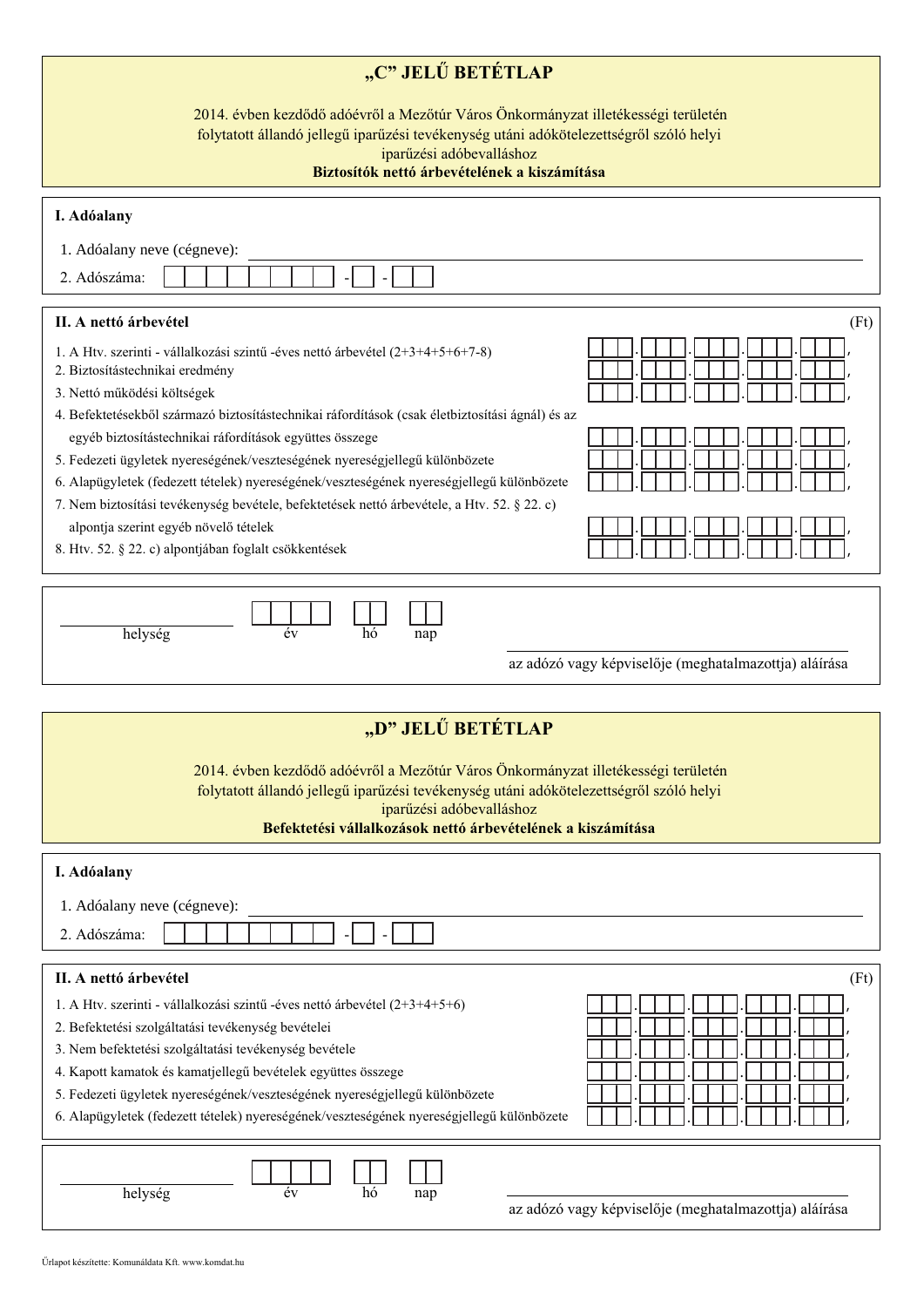## „C” JELŰ BETÉTLAP

2014. évben kezdődő adóévről a Mezőtúr Város Önkormányzat illetékességi területén folytatott állandó jellegű iparűzési tevékenység utáni adókötelezettségről szóló helyi iparűzési adóbevalláshoz

**Biztosítók nettó árbevételének a kiszámítása**

### I. Adóalany

1. Adóalany neve (cégneve): ______________________________

2. Adószáma: ☐☐☐☐☐☐☐☐-☐-☐☐

### II. A nettó árbevétel

(Ft)

1. A Htv. szerinti - vállalkozási szintű -éves nettó árbevétel (2+3+4+5+6+7-8) ☐☐☐.☐☐☐.☐☐☐.☐☐☐.☐☐☐,
2. Biztosítástechnikai eredmény ☐☐☐.☐☐☐.☐☐☐.☐☐☐.☐☐☐,
3. Nettó működési költségek ☐☐☐.☐☐☐.☐☐☐.☐☐☐.☐☐☐,
4. Befektetésekből származó biztosítástechnikai ráfordítások (csak életbiztosítási ágnál) és az egyéb biztosítástechnikai ráfordítások együttes összege ☐☐☐.☐☐☐.☐☐☐.☐☐☐.☐☐☐,
5. Fedezeti ügyletek nyereségének/veszteségének nyereségjellegű különbözete ☐☐☐.☐☐☐.☐☐☐.☐☐☐.☐☐☐,
6. Alapügyletek (fedezett tételek) nyereségének/veszteségének nyereségjellegű különbözete ☐☐☐.☐☐☐.☐☐☐.☐☐☐.☐☐☐,
7. Nem biztosítási tevékenység bevétele, befektetések nettó árbevétele, a Htv. 52. § 22. c) alpontja szerint egyéb növelő tételek ☐☐☐.☐☐☐.☐☐☐.☐☐☐.☐☐☐,
8. Htv. 52. § 22. c) alpontjában foglalt csökkentések ☐☐☐.☐☐☐.☐☐☐.☐☐☐.☐☐☐,

______________________ ☐☐☐☐ ☐☐ ☐☐
helység év hó nap

______________________________
az adózó vagy képviselője (meghatalmazottja) aláírása

## „D” JELŰ BETÉTLAP

2014. évben kezdődő adóévről a Mezőtúr Város Önkormányzat illetékességi területén folytatott állandó jellegű iparűzési tevékenység utáni adókötelezettségről szóló helyi iparűzési adóbevalláshoz

**Befektetési vállalkozások nettó árbevételének a kiszámítása**

### I. Adóalany

1. Adóalany neve (cégneve): ______________________________

2. Adószáma: ☐☐☐☐☐☐☐☐-☐-☐☐

### II. A nettó árbevétel

(Ft)

1. A Htv. szerinti - vállalkozási szintű -éves nettó árbevétel (2+3+4+5+6) ☐☐☐.☐☐☐.☐☐☐.☐☐☐.☐☐☐,
2. Befektetési szolgáltatási tevékenység bevételei ☐☐☐.☐☐☐.☐☐☐.☐☐☐.☐☐☐,
3. Nem befektetési szolgáltatási tevékenység bevétele ☐☐☐.☐☐☐.☐☐☐.☐☐☐.☐☐☐,
4. Kapott kamatok és kamatjellegű bevételek együttes összege ☐☐☐.☐☐☐.☐☐☐.☐☐☐.☐☐☐,
5. Fedezeti ügyletek nyereségének/veszteségének nyereségjellegű különbözete ☐☐☐.☐☐☐.☐☐☐.☐☐☐.☐☐☐,
6. Alapügyletek (fedezett tételek) nyereségének/veszteségének nyereségjellegű különbözete ☐☐☐.☐☐☐.☐☐☐.☐☐☐.☐☐☐,

______________________ ☐☐☐☐ ☐☐ ☐☐
helység év hó nap

______________________________
az adózó vagy képviselője (meghatalmazottja) aláírása

Űrlapot készítette: Komunáldata Kft. www.komdat.hu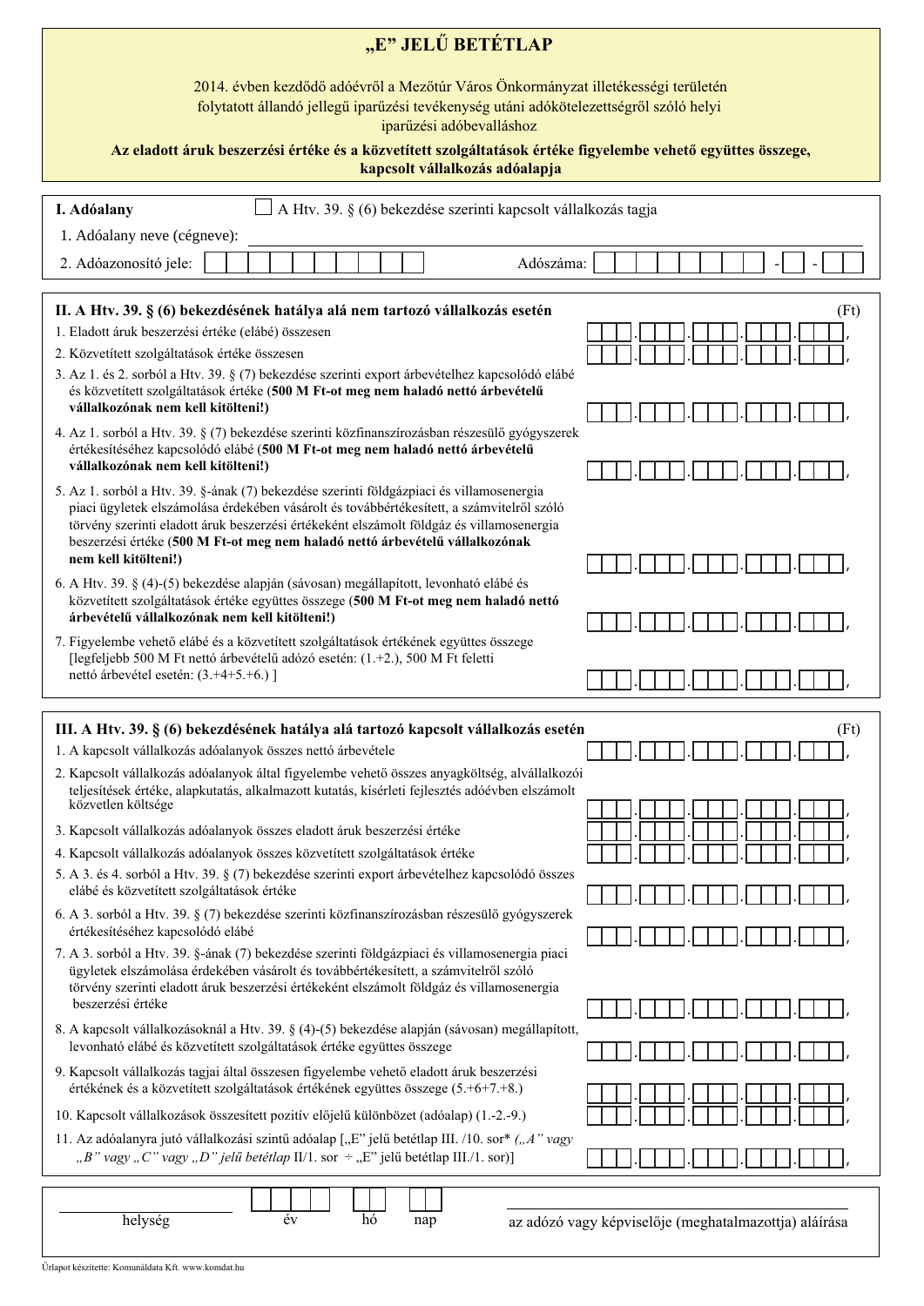# „E" JELŰ BETÉTLAP

2014. évben kezdődő adóévről a Mezőtúr Város Önkormányzat illetékességi területén folytatott állandó jellegű iparűzési tevékenység utáni adókötelezettségről szóló helyi iparűzési adóbevalláshoz

**Az eladott áruk beszerzési értéke és a közvetített szolgáltatások értéke figyelembe vehető együttes összege, kapcsolt vállalkozás adóalapja**

---

**I. Adóalany** ☐ A Htv. 39. § (6) bekezdése szerinti kapcsolt vállalkozás tagja

1. Adóalany neve (cégneve): ______________________________

2. Adóazonosító jele: ☐☐☐☐☐☐☐☐☐☐ Adószáma: ☐☐☐☐☐☐☐☐-☐-☐☐

---

**II. A Htv. 39. § (6) bekezdésének hatálya alá nem tartozó vállalkozás esetén** (Ft)

| | |
|---|---|
| 1. Eladott áruk beszerzési értéke (elábé) összesen | ☐☐☐.☐☐☐.☐☐☐.☐☐☐.☐☐☐, |
| 2. Közvetített szolgáltatások értéke összesen | ☐☐☐.☐☐☐.☐☐☐.☐☐☐.☐☐☐, |
| 3. Az 1. és 2. sorból a Htv. 39. § (7) bekezdése szerinti export árbevételhez kapcsolódó elábé és közvetített szolgáltatások értéke (**500 M Ft-ot meg nem haladó nettó árbevételű vállalkozónak nem kell kitölteni!**) | ☐☐☐.☐☐☐.☐☐☐.☐☐☐.☐☐☐, |
| 4. Az 1. sorból a Htv. 39. § (7) bekezdése szerinti közfinanszírozásban részesülő gyógyszerek értékesítéséhez kapcsolódó elábé (**500 M Ft-ot meg nem haladó nettó árbevételű vállalkozónak nem kell kitölteni!**) | ☐☐☐.☐☐☐.☐☐☐.☐☐☐.☐☐☐, |
| 5. Az 1. sorból a Htv. 39. §-ának (7) bekezdése szerinti földgázpiaci és villamosenergia piaci ügyletek elszámolása érdekében vásárolt és továbbértékesített, a számvitelről szóló törvény szerinti eladott áruk beszerzési értékeként elszámolt földgáz és villamosenergia beszerzési értéke (**500 M Ft-ot meg nem haladó nettó árbevételű vállalkozónak nem kell kitölteni!**) | ☐☐☐.☐☐☐.☐☐☐.☐☐☐.☐☐☐, |
| 6. A Htv. 39. § (4)-(5) bekezdése alapján (sávosan) megállapított, levonható elábé és közvetített szolgáltatások értéke együttes összege (**500 M Ft-ot meg nem haladó nettó árbevételű vállalkozónak nem kell kitölteni!**) | ☐☐☐.☐☐☐.☐☐☐.☐☐☐.☐☐☐, |
| 7. Figyelembe vehető elábé és a közvetített szolgáltatások értékének együttes összege [legfeljebb 500 M Ft nettó árbevételű adózó esetén: (1.+2.), 500 M Ft feletti nettó árbevétel esetén: (3.+4+5.+6.) ] | ☐☐☐.☐☐☐.☐☐☐.☐☐☐.☐☐☐, |

---

**III. A Htv. 39. § (6) bekezdésének hatálya alá tartozó kapcsolt vállalkozás esetén** (Ft)

| | |
|---|---|
| 1. A kapcsolt vállalkozás adóalanyok összes nettó árbevétele | ☐☐☐.☐☐☐.☐☐☐.☐☐☐.☐☐☐, |
| 2. Kapcsolt vállalkozás adóalanyok által figyelembe vehető összes anyagköltség, alvállalkozói teljesítések értéke, alapkutatás, alkalmazott kutatás, kísérleti fejlesztés adóévben elszámolt közvetlen költsége | ☐☐☐.☐☐☐.☐☐☐.☐☐☐.☐☐☐, |
| 3. Kapcsolt vállalkozás adóalanyok összes eladott áruk beszerzési értéke | ☐☐☐.☐☐☐.☐☐☐.☐☐☐.☐☐☐, |
| 4. Kapcsolt vállalkozás adóalanyok összes közvetített szolgáltatások értéke | ☐☐☐.☐☐☐.☐☐☐.☐☐☐.☐☐☐, |
| 5. A 3. és 4. sorból a Htv. 39. § (7) bekezdése szerinti export árbevételhez kapcsolódó összes elábé és közvetített szolgáltatások értéke | ☐☐☐.☐☐☐.☐☐☐.☐☐☐.☐☐☐, |
| 6. A 3. sorból a Htv. 39. § (7) bekezdése szerinti közfinanszírozásban részesülő gyógyszerek értékesítéséhez kapcsolódó elábé | ☐☐☐.☐☐☐.☐☐☐.☐☐☐.☐☐☐, |
| 7. A 3. sorból a Htv. 39. §-ának (7) bekezdése szerinti földgázpiaci és villamosenergia piaci ügyletek elszámolása érdekében vásárolt és továbbértékesített, a számvitelről szóló törvény szerinti eladott áruk beszerzési értékeként elszámolt földgáz és villamosenergia beszerzési értéke | ☐☐☐.☐☐☐.☐☐☐.☐☐☐.☐☐☐, |
| 8. A kapcsolt vállalkozásoknál a Htv. 39. § (4)-(5) bekezdése alapján (sávosan) megállapított, levonható elábé és közvetített szolgáltatások értéke együttes összege | ☐☐☐.☐☐☐.☐☐☐.☐☐☐.☐☐☐, |
| 9. Kapcsolt vállalkozás tagjai által összesen figyelembe vehető eladott áruk beszerzési értékének és a közvetített szolgáltatások értékének együttes összege (5.+6+7.+8.) | ☐☐☐.☐☐☐.☐☐☐.☐☐☐.☐☐☐, |
| 10. Kapcsolt vállalkozások összesített pozitív előjelű különbözet (adóalap) (1.-2.-9.) | ☐☐☐.☐☐☐.☐☐☐.☐☐☐.☐☐☐, |
| 11. Az adóalanyra jutó vállalkozási szintű adóalap [„E" jelű betétlap III. /10. sor* *(„A" vagy „B" vagy „C" vagy „D" jelű betétlap* II/1. sor ÷ *„E" jelű betétlap* III./1. sor)] | ☐☐☐.☐☐☐.☐☐☐.☐☐☐.☐☐☐, |

---

______________ ☐☐☐☐ ☐☐ ☐☐ ______________________________

helység év hó nap az adózó vagy képviselője (meghatalmazottja) aláírása

Űrlapot készítette: Komunáldata Kft. www.komdat.hu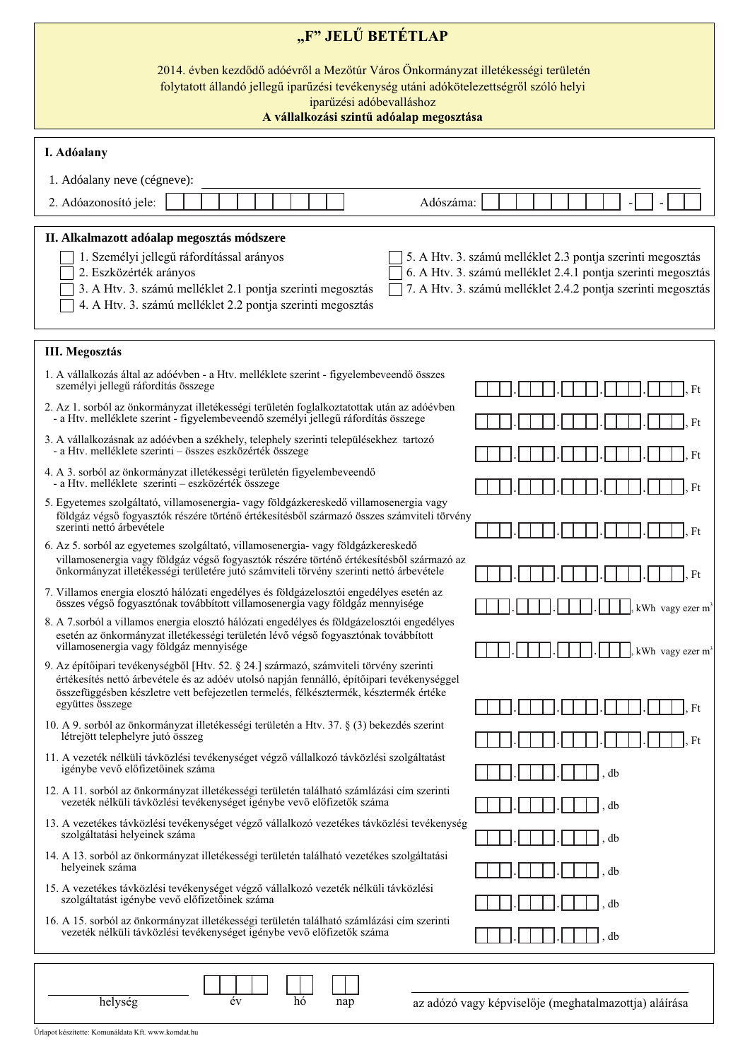# „F" JELŰ BETÉTLAP

2014. évben kezdődő adóévről a Mezőtúr Város Önkormányzat illetékességi területén folytatott állandó jellegű iparűzési tevékenység utáni adókötelezettségről szóló helyi iparűzési adóbevalláshoz

**A vállalkozási szintű adóalap megosztása**

## I. Adóalany

1. Adóalany neve (cégneve): ____________________

2. Adóazonosító jele: ☐☐☐☐☐☐☐☐☐☐  Adószáma: ☐☐☐☐☐☐☐☐ - ☐ - ☐☐

## II. Alkalmazott adóalap megosztás módszere

- ☐ 1. Személyi jellegű ráfordítással arányos
- ☐ 2. Eszközérték arányos
- ☐ 3. A Htv. 3. számú melléklet 2.1 pontja szerinti megosztás
- ☐ 4. A Htv. 3. számú melléklet 2.2 pontja szerinti megosztás
- ☐ 5. A Htv. 3. számú melléklet 2.3 pontja szerinti megosztás
- ☐ 6. A Htv. 3. számú melléklet 2.4.1 pontja szerinti megosztás
- ☐ 7. A Htv. 3. számú melléklet 2.4.2 pontja szerinti megosztás

## III. Megosztás

| | |
|---|---|
| 1. A vállalkozás által az adóévben - a Htv. melléklete szerint - figyelembeveendő összes személyi jellegű ráfordítás összege | ☐☐☐.☐☐☐.☐☐☐.☐☐☐.☐☐☐, Ft |
| 2. Az 1. sorból az önkormányzat illetékességi területén foglalkoztatottak után az adóévben - a Htv. melléklete szerint - figyelembeveendő személyi jellegű ráfordítás összege | ☐☐☐.☐☐☐.☐☐☐.☐☐☐.☐☐☐, Ft |
| 3. A vállalkozásnak az adóévben a székhely, telephely szerinti településekhez tartozó - a Htv. melléklete szerinti – összes eszközérték összege | ☐☐☐.☐☐☐.☐☐☐.☐☐☐.☐☐☐, Ft |
| 4. A 3. sorból az önkormányzat illetékességi területén figyelembeveendő - a Htv. melléklete szerinti – eszközérték összege | ☐☐☐.☐☐☐.☐☐☐.☐☐☐.☐☐☐, Ft |
| 5. Egyetemes szolgáltató, villamosenergia- vagy földgázkereskedő villamosenergia vagy földgáz végső fogyasztók részére történő értékesítésből származó összes számviteli törvény szerinti nettó árbevétele | ☐☐☐.☐☐☐.☐☐☐.☐☐☐.☐☐☐, Ft |
| 6. Az 5. sorból az egyetemes szolgáltató, villamosenergia- vagy földgázkereskedő villamosenergia vagy földgáz végső fogyasztók részére történő értékesítésből származó az önkormányzat illetékességi területére jutó számviteli törvény szerinti nettó árbevétele | ☐☐☐.☐☐☐.☐☐☐.☐☐☐.☐☐☐, Ft |
| 7. Villamos energia elosztó hálózati engedélyes és földgázelosztói engedélyes esetén az összes végső fogyasztónak továbbított villamosenergia vagy földgáz mennyisége | ☐☐☐.☐☐☐.☐☐☐.☐☐☐, kWh vagy ezer m³ |
| 8. A 7.sorból a villamos energia elosztó hálózati engedélyes és földgázelosztói engedélyes esetén az önkormányzat illetékességi területén lévő végső fogyasztónak továbbított villamosenergia vagy földgáz mennyisége | ☐☐☐.☐☐☐.☐☐☐.☐☐☐, kWh vagy ezer m³ |
| 9. Az építőipari tevékenységből [Htv. 52. § 24.] származó, számviteli törvény szerinti értékesítés nettó árbevétele és az adóév utolsó napján fennálló, építőipari tevékenységgel összefüggésben készletre vett befejezetlen termelés, félkésztermék, késztermék értéke együttes összege | ☐☐☐.☐☐☐.☐☐☐.☐☐☐.☐☐☐, Ft |
| 10. A 9. sorból az önkormányzat illetékességi területén a Htv. 37. § (3) bekezdés szerint létrejött telephelyre jutó összeg | ☐☐☐.☐☐☐.☐☐☐.☐☐☐.☐☐☐, Ft |
| 11. A vezeték nélküli távközlési tevékenységet végző vállalkozó távközlési szolgáltatást igénybe vevő előfizetőinek száma | ☐☐☐.☐☐☐.☐☐☐, db |
| 12. A 11. sorból az önkormányzat illetékességi területén található számlázási cím szerinti vezeték nélküli távközlési tevékenységet igénybe vevő előfizetők száma | ☐☐☐.☐☐☐.☐☐☐, db |
| 13. A vezetékes távközlési tevékenységet végző vállalkozó vezetékes távközlési tevékenység szolgáltatási helyeinek száma | ☐☐☐.☐☐☐.☐☐☐, db |
| 14. A 13. sorból az önkormányzat illetékességi területén található vezetékes szolgáltatási helyeinek száma | ☐☐☐.☐☐☐.☐☐☐, db |
| 15. A vezetékes távközlési tevékenységet végző vállalkozó vezeték nélküli távközlési szolgáltatást igénybe vevő előfizetőinek száma | ☐☐☐.☐☐☐.☐☐☐, db |
| 16. A 15. sorból az önkormányzat illetékességi területén található számlázási cím szerinti vezeték nélküli távközlési tevékenységet igénybe vevő előfizetők száma | ☐☐☐.☐☐☐.☐☐☐, db |

____________________ ☐☐☐☐ ☐☐ ☐☐ ____________________

helység év hó nap az adózó vagy képviselője (meghatalmazottja) aláírása

Űrlapot készítette: Komunáldata Kft. www.komdat.hu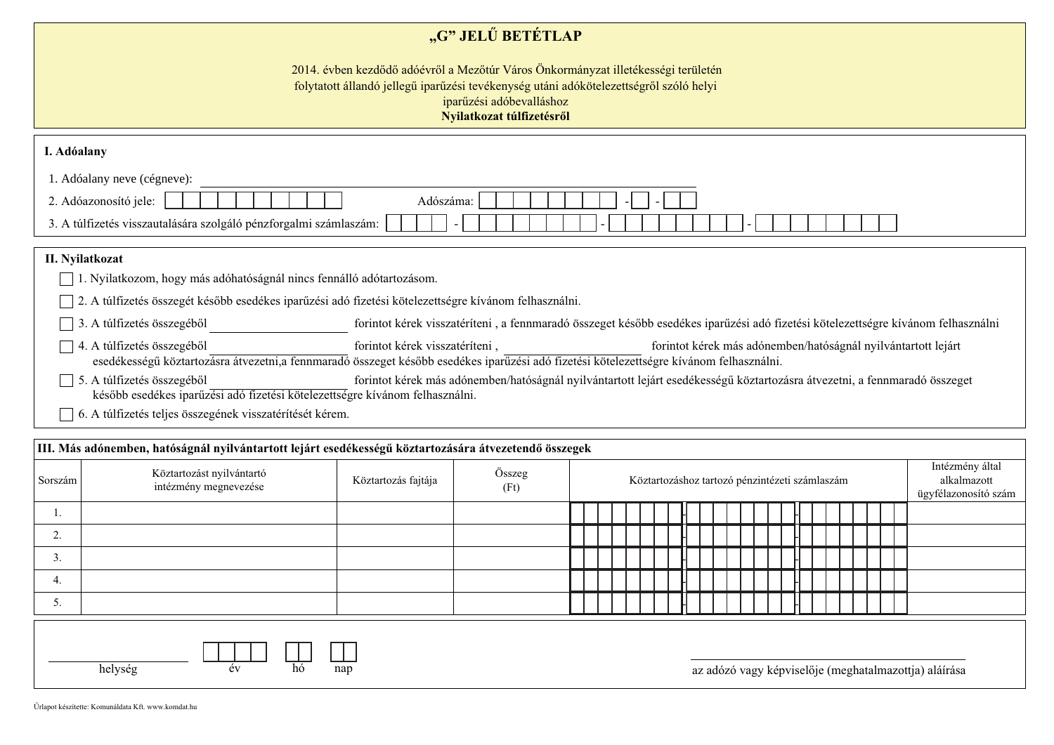# „G” JELŰ BETÉTLAP

2014. évben kezdődő adóévről a Mezőtúr Város Önkormányzat illetékességi területén folytatott állandó jellegű iparűzési tevékenység utáni adókötelezettségről szóló helyi iparűzési adóbevalláshoz

**Nyilatkozat túlfizetésről**

## I. Adóalany

1. Adóalany neve (cégneve): ________________________________

2. Adóazonosító jele: ☐☐☐☐☐☐☐☐☐☐   Adószáma: ☐☐☐☐☐☐☐☐ - ☐ - ☐☐

3. A túlfizetés visszautalására szolgáló pénzforgalmi számlaszám: ☐☐☐☐ - ☐☐☐☐☐☐☐☐ - ☐☐☐☐☐☐☐☐ - ☐☐☐☐☐☐☐☐

## II. Nyilatkozat

☐ 1. Nyilatkozom, hogy más adóhatóságnál nincs fennálló adótartozásom.

☐ 2. A túlfizetés összegét később esedékes iparűzési adó fizetési kötelezettségre kívánom felhasználni.

☐ 3. A túlfizetés összegéből ____________________ forintot kérek visszatéríteni , a fennmaradó összeget később esedékes iparűzési adó fizetési kötelezettségre kívánom felhasználni

☐ 4. A túlfizetés összegéből ____________________ forintot kérek visszatéríteni , ____________________ forintot kérek más adónemben/hatóságnál nyilvántartott lejárt esedékességű köztartozásra átvezetni,a fennmaradó összeget később esedékes iparűzési adó fizetési kötelezettségre kívánom felhasználni.

☐ 5. A túlfizetés összegéből ____________________ forintot kérek más adónemben/hatóságnál nyilvántartott lejárt esedékességű köztartozásra átvezetni, a fennmaradó összeget később esedékes iparűzési adó fizetési kötelezettségre kívánom felhasználni.

☐ 6. A túlfizetés teljes összegének visszatérítését kérem.

## III. Más adónemben, hatóságnál nyilvántartott lejárt esedékességű köztartozására átvezetendő összegek

| Sorszám | Köztartozást nyilvántartó intézmény megnevezése | Köztartozás fajtája | Összeg (Ft) | Köztartozáshoz tartozó pénzintézeti számlaszám | Intézmény által alkalmazott ügyfélazonosító szám |
|---|---|---|---|---|---|
| 1. | | | | ☐☐☐☐☐☐☐☐-☐☐☐☐☐☐☐☐-☐☐☐☐☐☐☐☐ | |
| 2. | | | | ☐☐☐☐☐☐☐☐-☐☐☐☐☐☐☐☐-☐☐☐☐☐☐☐☐ | |
| 3. | | | | ☐☐☐☐☐☐☐☐-☐☐☐☐☐☐☐☐-☐☐☐☐☐☐☐☐ | |
| 4. | | | | ☐☐☐☐☐☐☐☐-☐☐☐☐☐☐☐☐-☐☐☐☐☐☐☐☐ | |
| 5. | | | | ☐☐☐☐☐☐☐☐-☐☐☐☐☐☐☐☐-☐☐☐☐☐☐☐☐ | |

________________ ☐☐☐☐ ☐☐ ☐☐
helység év hó nap

________________________________
az adózó vagy képviselője (meghatalmazottja) aláírása

Űrlapot készítette: Komunáldata Kft. www.komdat.hu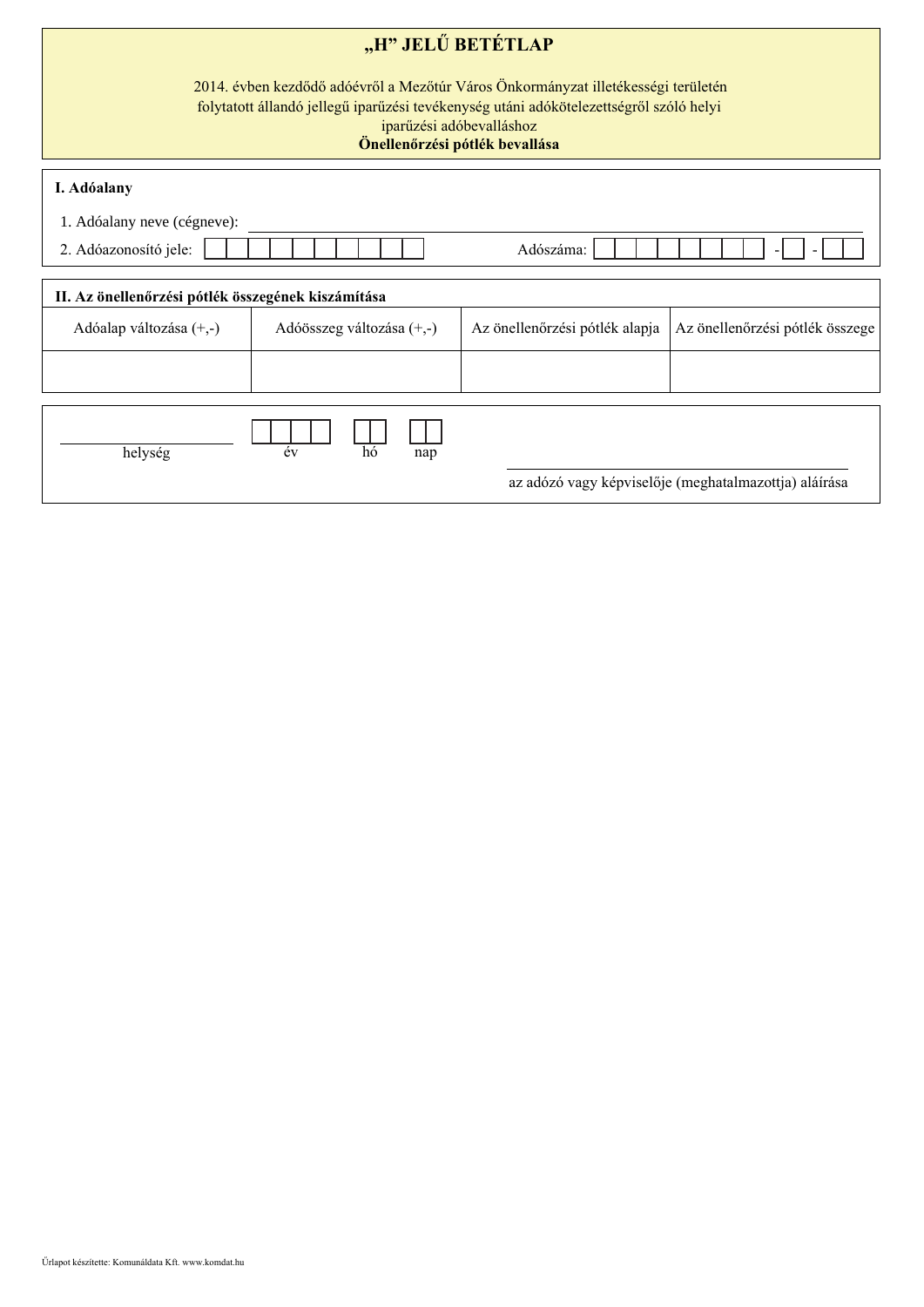# „H" JELŰ BETÉTLAP

2014. évben kezdődő adóévről a Mezőtúr Város Önkormányzat illetékességi területén folytatott állandó jellegű iparűzési tevékenység utáni adókötelezettségről szóló helyi iparűzési adóbevalláshoz

**Önellenőrzési pótlék bevallása**

**I. Adóalany**

1. Adóalany neve (cégneve): ____________________

2. Adóazonosító jele: ☐☐☐☐☐☐☐☐☐☐ Adószáma: ☐☐☐☐☐☐☐☐ - ☐ - ☐☐

**II. Az önellenőrzési pótlék összegének kiszámítása**

| Adóalap változása (+,-) | Adóösszeg változása (+,-) | Az önellenőrzési pótlék alapja | Az önellenőrzési pótlék összege |
|---|---|---|---|
| | | | |

____________________ ☐☐☐☐ ☐☐ ☐☐
helység év hó nap

____________________
az adózó vagy képviselője (meghatalmazottja) aláírása

Űrlapot készítette: Komunáldata Kft. www.komdat.hu